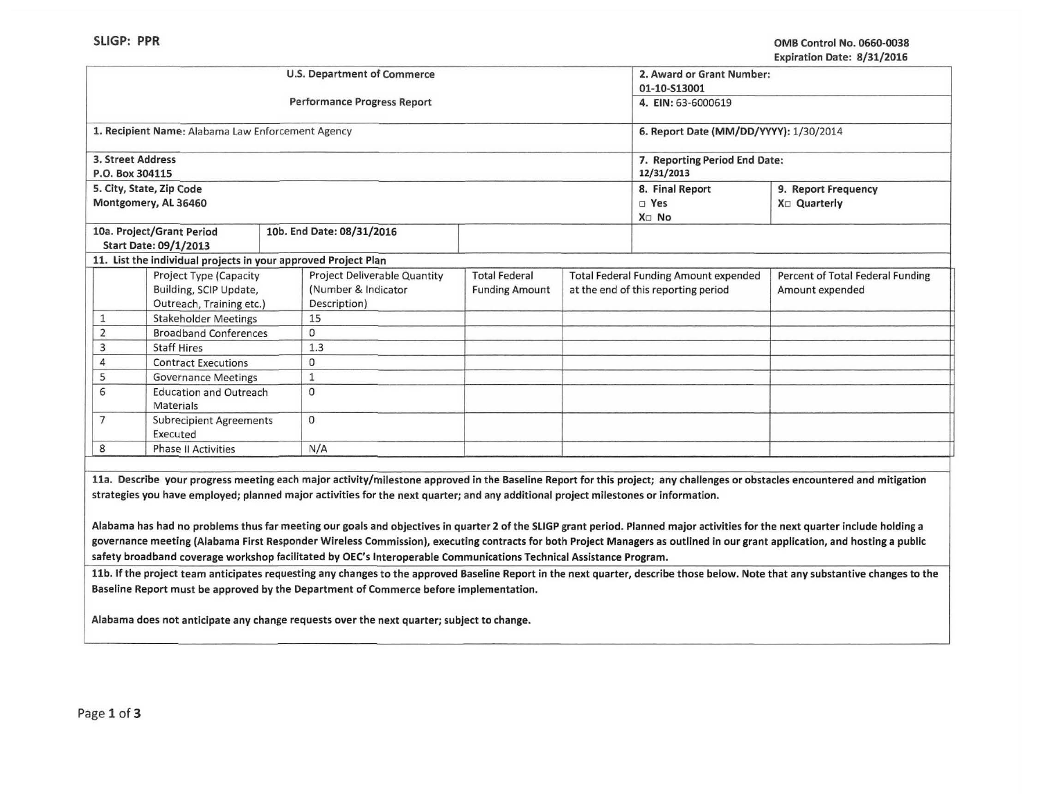SLIGP: PPR

OMB Control No. 0660-0038
Expiration Date: 8/31/2016

| U.S. Department of Commerce<br>Performance Progress Report | 2. Award or Grant Number: 01-10-S13001<br>4. EIN: 63-6000619 | |
|---|---|---|
| 1. Recipient Name: Alabama Law Enforcement Agency | 6. Report Date (MM/DD/YYYY): 1/30/2014 | |
| 3. Street Address<br>P.O. Box 304115 | 7. Reporting Period End Date:<br>12/31/2013 | |
| 5. City, State, Zip Code<br>Montgomery, AL 36460 | 8. Final Report<br>□ Yes<br>X□ No | 9. Report Frequency<br>X□ Quarterly |
| 10a. Project/Grant Period Start Date: 09/1/2013 | 10b. End Date: 08/31/2016 | |

11. List the individual projects in your approved Project Plan

| | Project Type (Capacity Building, SCIP Update, Outreach, Training etc.) | Project Deliverable Quantity (Number & Indicator Description) | Total Federal Funding Amount | Total Federal Funding Amount expended at the end of this reporting period | Percent of Total Federal Funding Amount expended |
|---|---|---|---|---|---|
| 1 | Stakeholder Meetings | 15 | | | |
| 2 | Broadband Conferences | 0 | | | |
| 3 | Staff Hires | 1.3 | | | |
| 4 | Contract Executions | 0 | | | |
| 5 | Governance Meetings | 1 | | | |
| 6 | Education and Outreach Materials | 0 | | | |
| 7 | Subrecipient Agreements Executed | 0 | | | |
| 8 | Phase II Activities | N/A | | | |

**11a. Describe your progress meeting each major activity/milestone approved in the Baseline Report for this project; any challenges or obstacles encountered and mitigation strategies you have employed; planned major activities for the next quarter; and any additional project milestones or information.**

Alabama has had no problems thus far meeting our goals and objectives in quarter 2 of the SLIGP grant period. Planned major activities for the next quarter include holding a governance meeting (Alabama First Responder Wireless Commission), executing contracts for both Project Managers as outlined in our grant application, and hosting a public safety broadband coverage workshop facilitated by OEC's Interoperable Communications Technical Assistance Program.

**11b. If the project team anticipates requesting any changes to the approved Baseline Report in the next quarter, describe those below. Note that any substantive changes to the Baseline Report must be approved by the Department of Commerce before implementation.**

Alabama does not anticipate any change requests over the next quarter; subject to change.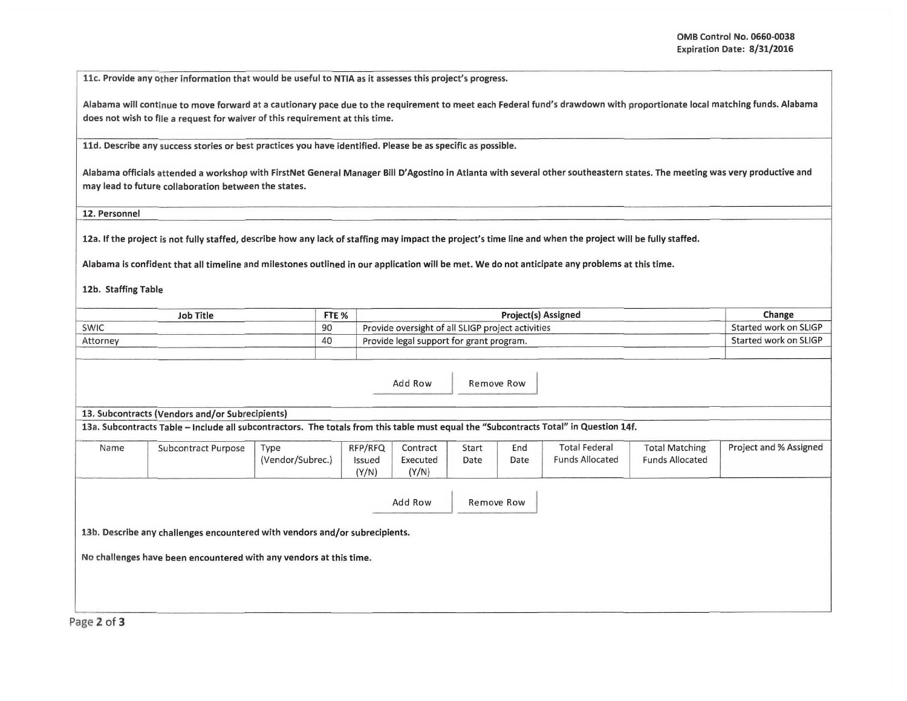**11c. Provide any other information that would be useful to NTIA as it assesses this project's progress.**

Alabama will continue to move forward at a cautionary pace due to the requirement to meet each Federal fund's drawdown with proportionate local matching funds. Alabama does not wish to file a request for waiver of this requirement at this time.

**11d. Describe any success stories or best practices you have identified. Please be as specific as possible.**

Alabama officials attended a workshop with FirstNet General Manager Bill D'Agostino in Atlanta with several other southeastern states. The meeting was very productive and may lead to future collaboration between the states.

## 12. Personnel

**12a. If the project is not fully staffed, describe how any lack of staffing may impact the project's time line and when the project will be fully staffed.**

Alabama is confident that all timeline and milestones outlined in our application will be met. We do not anticipate any problems at this time.

**12b. Staffing Table**

| Job Title | FTE % | Project(s) Assigned | Change |
|---|---|---|---|
| SWIC | 90 | Provide oversight of all SLIGP project activities | Started work on SLIGP |
| Attorney | 40 | Provide legal support for grant program. | Started work on SLIGP |
| | | | |

Add Row | Remove Row

## 13. Subcontracts (Vendors and/or Subrecipients)

**13a. Subcontracts Table – Include all subcontractors. The totals from this table must equal the "Subcontracts Total" in Question 14f.**

| Name | Subcontract Purpose | Type (Vendor/Subrec.) | RFP/RFQ Issued (Y/N) | Contract Executed (Y/N) | Start Date | End Date | Total Federal Funds Allocated | Total Matching Funds Allocated | Project and % Assigned |
|---|---|---|---|---|---|---|---|---|---|

Add Row | Remove Row

**13b. Describe any challenges encountered with vendors and/or subrecipients.**

No challenges have been encountered with any vendors at this time.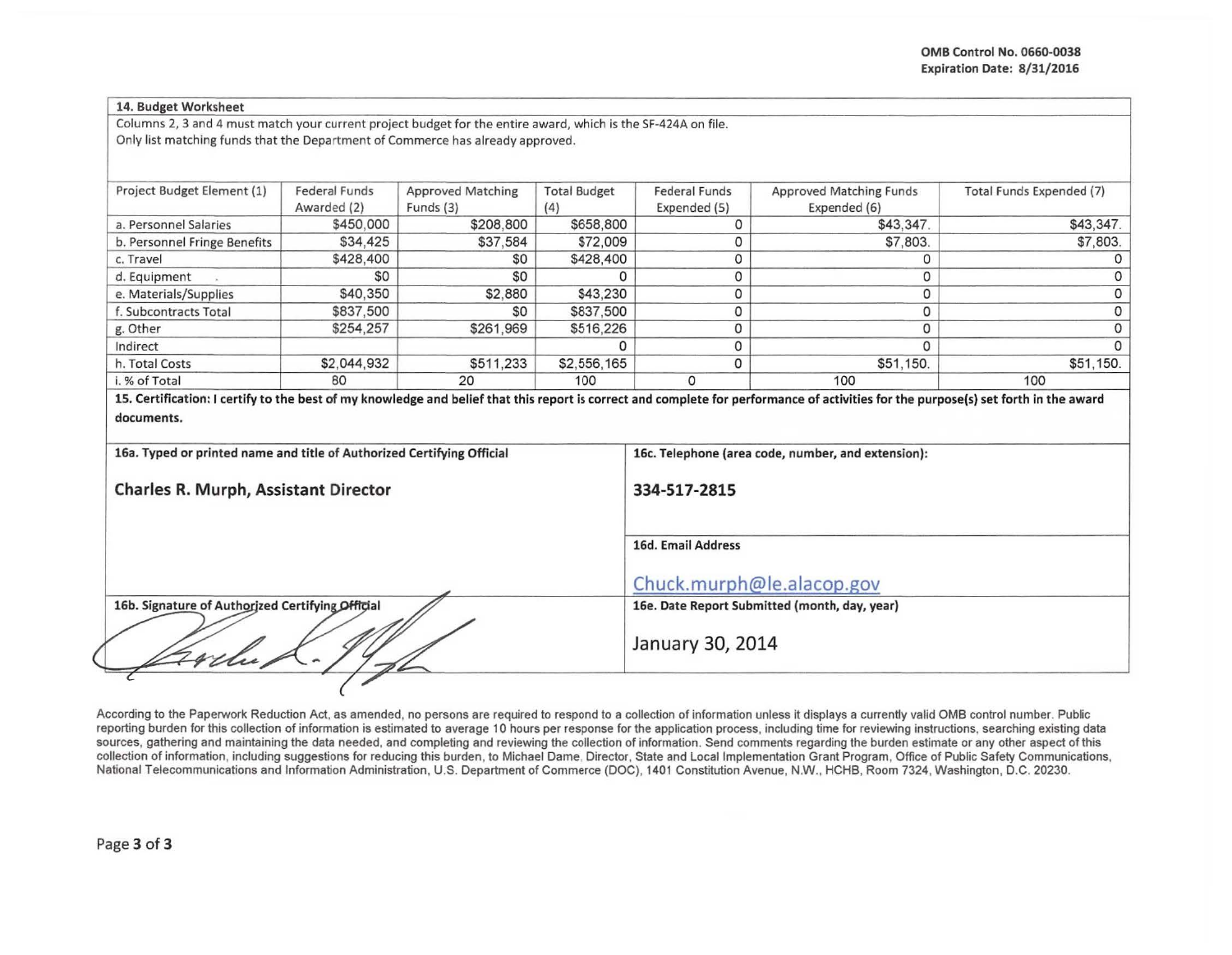OMB Control No. 0660-0038
Expiration Date: 8/31/2016

**14. Budget Worksheet**

Columns 2, 3 and 4 must match your current project budget for the entire award, which is the SF-424A on file.
Only list matching funds that the Department of Commerce has already approved.

| Project Budget Element (1) | Federal Funds Awarded (2) | Approved Matching Funds (3) | Total Budget (4) | Federal Funds Expended (5) | Approved Matching Funds Expended (6) | Total Funds Expended (7) |
|---|---|---|---|---|---|---|
| a. Personnel Salaries | $450,000 | $208,800 | $658,800 | 0 | $43,347. | $43,347. |
| b. Personnel Fringe Benefits | $34,425 | $37,584 | $72,009 | 0 | $7,803. | $7,803. |
| c. Travel | $428,400 | $0 | $428,400 | 0 | 0 | 0 |
| d. Equipment | $0 | $0 | 0 | 0 | 0 | 0 |
| e. Materials/Supplies | $40,350 | $2,880 | $43,230 | 0 | 0 | 0 |
| f. Subcontracts Total | $837,500 | $0 | $837,500 | 0 | 0 | 0 |
| g. Other | $254,257 | $261,969 | $516,226 | 0 | 0 | 0 |
| Indirect | | | 0 | 0 | 0 | 0 |
| h. Total Costs | $2,044,932 | $511,233 | $2,556,165 | 0 | $51,150. | $51,150. |
| i. % of Total | 80 | 20 | 100 | 0 | 100 | 100 |

**15. Certification: I certify to the best of my knowledge and belief that this report is correct and complete for performance of activities for the purpose(s) set forth in the award documents.**

**16a. Typed or printed name and title of Authorized Certifying Official**

**Charles R. Murph, Assistant Director**

**16b. Signature of Authorized Certifying Official**

**16c. Telephone (area code, number, and extension):**

**334-517-2815**

**16d. Email Address**

Chuck.murph@le.alacop.gov

**16e. Date Report Submitted (month, day, year)**

January 30, 2014

According to the Paperwork Reduction Act, as amended, no persons are required to respond to a collection of information unless it displays a currently valid OMB control number. Public reporting burden for this collection of information is estimated to average 10 hours per response for the application process, including time for reviewing instructions, searching existing data sources, gathering and maintaining the data needed, and completing and reviewing the collection of information. Send comments regarding the burden estimate or any other aspect of this collection of information, including suggestions for reducing this burden, to Michael Dame, Director, State and Local Implementation Grant Program, Office of Public Safety Communications, National Telecommunications and Information Administration, U.S. Department of Commerce (DOC), 1401 Constitution Avenue, N.W., HCHB, Room 7324, Washington, D.C. 20230.